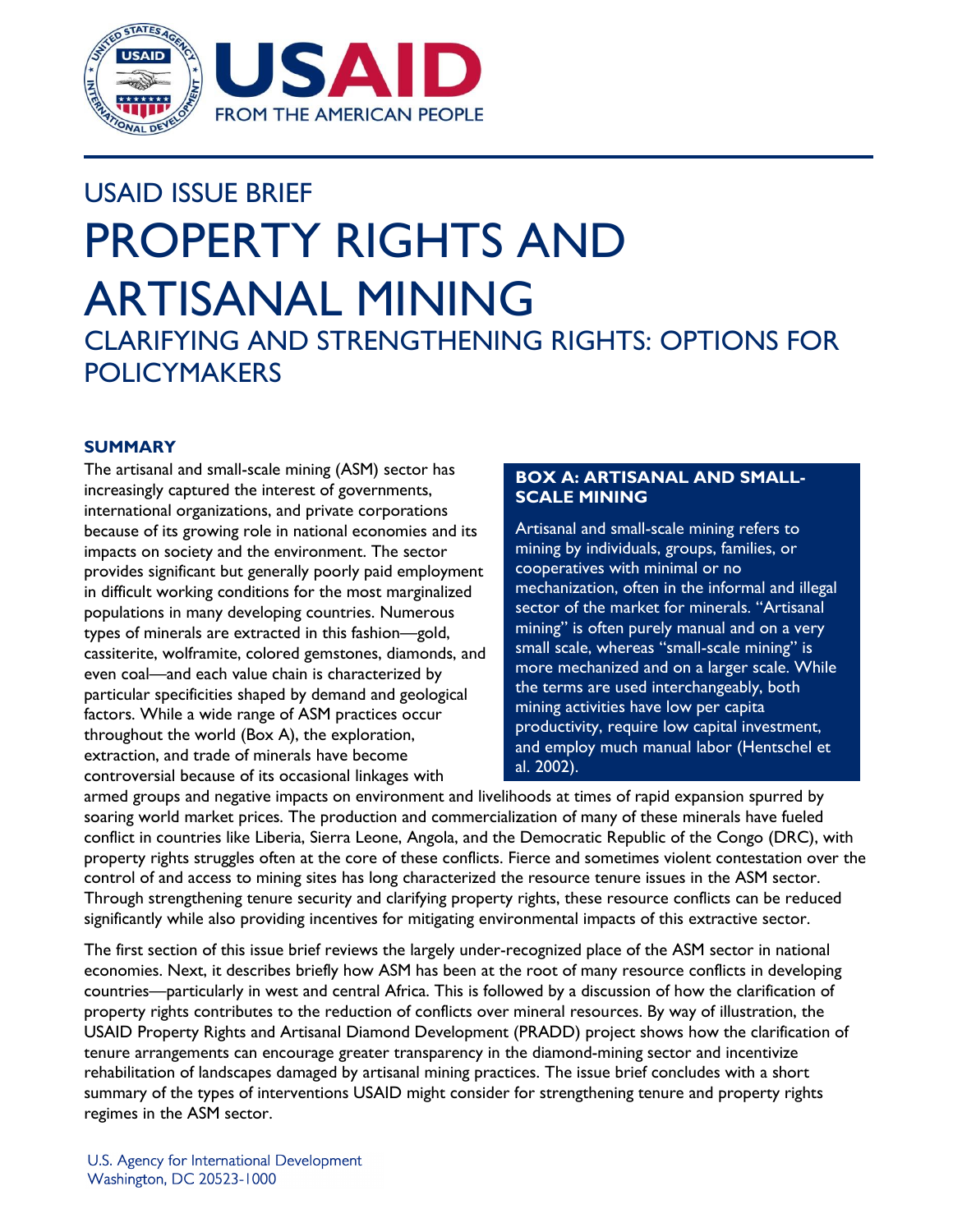# USAID ISSUE BRIEF

# PROPERTY RIGHTS AND ARTISANAL MINING

## CLARIFYING AND STRENGTHENING RIGHTS: OPTIONS FOR POLICYMAKERS

### SUMMARY

The artisanal and small-scale mining (ASM) sector has increasingly captured the interest of governments, international organizations, and private corporations because of its growing role in national economies and its impacts on society and the environment. The sector provides significant but generally poorly paid employment in difficult working conditions for the most marginalized populations in many developing countries. Numerous types of minerals are extracted in this fashion—gold, cassiterite, wolframite, colored gemstones, diamonds, and even coal—and each value chain is characterized by particular specificities shaped by demand and geological factors. While a wide range of ASM practices occur throughout the world (Box A), the exploration, extraction, and trade of minerals have become controversial because of its occasional linkages with armed groups and negative impacts on environment and livelihoods at times of rapid expansion spurred by soaring world market prices. The production and commercialization of many of these minerals have fueled conflict in countries like Liberia, Sierra Leone, Angola, and the Democratic Republic of the Congo (DRC), with property rights struggles often at the core of these conflicts. Fierce and sometimes violent contestation over the control of and access to mining sites has long characterized the resource tenure issues in the ASM sector. Through strengthening tenure security and clarifying property rights, these resource conflicts can be reduced significantly while also providing incentives for mitigating environmental impacts of this extractive sector.

> **BOX A: ARTISANAL AND SMALL-SCALE MINING**
>
> Artisanal and small-scale mining refers to mining by individuals, groups, families, or cooperatives with minimal or no mechanization, often in the informal and illegal sector of the market for minerals. "Artisanal mining" is often purely manual and on a very small scale, whereas "small-scale mining" is more mechanized and on a larger scale. While the terms are used interchangeably, both mining activities have low per capita productivity, require low capital investment, and employ much manual labor (Hentschel et al. 2002).

The first section of this issue brief reviews the largely under-recognized place of the ASM sector in national economies. Next, it describes briefly how ASM has been at the root of many resource conflicts in developing countries—particularly in west and central Africa. This is followed by a discussion of how the clarification of property rights contributes to the reduction of conflicts over mineral resources. By way of illustration, the USAID Property Rights and Artisanal Diamond Development (PRADD) project shows how the clarification of tenure arrangements can encourage greater transparency in the diamond-mining sector and incentivize rehabilitation of landscapes damaged by artisanal mining practices. The issue brief concludes with a short summary of the types of interventions USAID might consider for strengthening tenure and property rights regimes in the ASM sector.

U.S. Agency for International Development
Washington, DC 20523-1000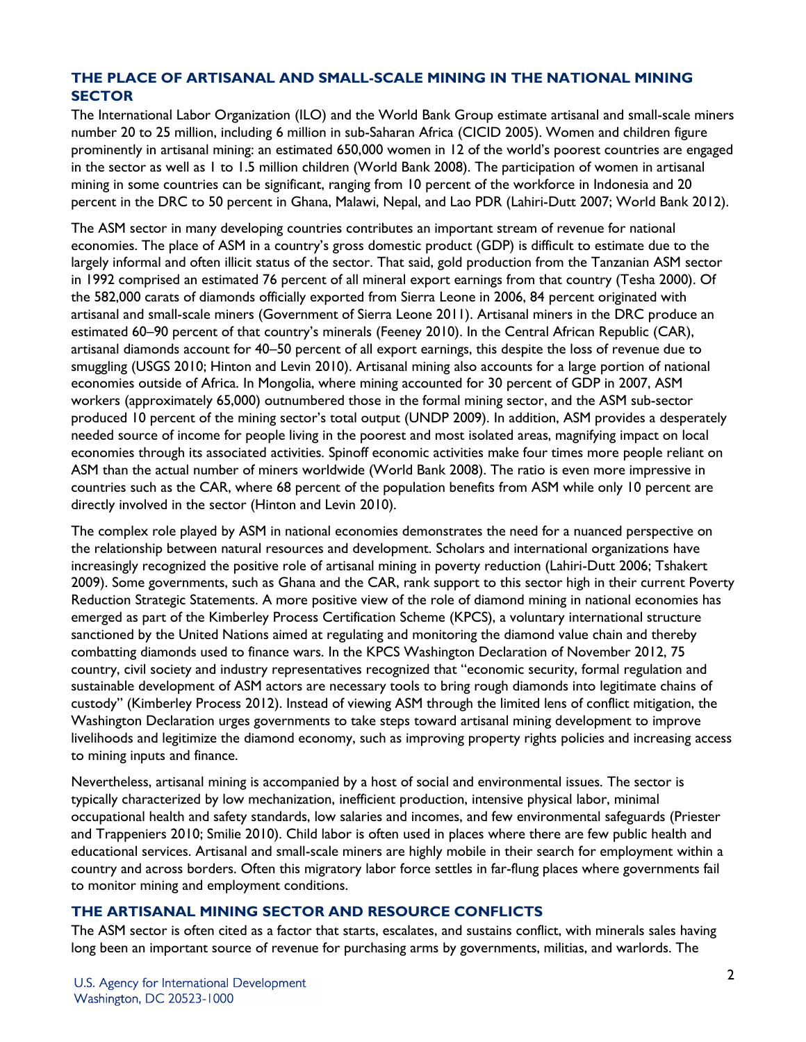## THE PLACE OF ARTISANAL AND SMALL-SCALE MINING IN THE NATIONAL MINING SECTOR

The International Labor Organization (ILO) and the World Bank Group estimate artisanal and small-scale miners number 20 to 25 million, including 6 million in sub-Saharan Africa (CICID 2005). Women and children figure prominently in artisanal mining: an estimated 650,000 women in 12 of the world's poorest countries are engaged in the sector as well as 1 to 1.5 million children (World Bank 2008). The participation of women in artisanal mining in some countries can be significant, ranging from 10 percent of the workforce in Indonesia and 20 percent in the DRC to 50 percent in Ghana, Malawi, Nepal, and Lao PDR (Lahiri-Dutt 2007; World Bank 2012).

The ASM sector in many developing countries contributes an important stream of revenue for national economies. The place of ASM in a country's gross domestic product (GDP) is difficult to estimate due to the largely informal and often illicit status of the sector. That said, gold production from the Tanzanian ASM sector in 1992 comprised an estimated 76 percent of all mineral export earnings from that country (Tesha 2000). Of the 582,000 carats of diamonds officially exported from Sierra Leone in 2006, 84 percent originated with artisanal and small-scale miners (Government of Sierra Leone 2011). Artisanal miners in the DRC produce an estimated 60–90 percent of that country's minerals (Feeney 2010). In the Central African Republic (CAR), artisanal diamonds account for 40–50 percent of all export earnings, this despite the loss of revenue due to smuggling (USGS 2010; Hinton and Levin 2010). Artisanal mining also accounts for a large portion of national economies outside of Africa. In Mongolia, where mining accounted for 30 percent of GDP in 2007, ASM workers (approximately 65,000) outnumbered those in the formal mining sector, and the ASM sub-sector produced 10 percent of the mining sector's total output (UNDP 2009). In addition, ASM provides a desperately needed source of income for people living in the poorest and most isolated areas, magnifying impact on local economies through its associated activities. Spinoff economic activities make four times more people reliant on ASM than the actual number of miners worldwide (World Bank 2008). The ratio is even more impressive in countries such as the CAR, where 68 percent of the population benefits from ASM while only 10 percent are directly involved in the sector (Hinton and Levin 2010).

The complex role played by ASM in national economies demonstrates the need for a nuanced perspective on the relationship between natural resources and development. Scholars and international organizations have increasingly recognized the positive role of artisanal mining in poverty reduction (Lahiri-Dutt 2006; Tshakert 2009). Some governments, such as Ghana and the CAR, rank support to this sector high in their current Poverty Reduction Strategic Statements. A more positive view of the role of diamond mining in national economies has emerged as part of the Kimberley Process Certification Scheme (KPCS), a voluntary international structure sanctioned by the United Nations aimed at regulating and monitoring the diamond value chain and thereby combatting diamonds used to finance wars. In the KPCS Washington Declaration of November 2012, 75 country, civil society and industry representatives recognized that "economic security, formal regulation and sustainable development of ASM actors are necessary tools to bring rough diamonds into legitimate chains of custody" (Kimberley Process 2012). Instead of viewing ASM through the limited lens of conflict mitigation, the Washington Declaration urges governments to take steps toward artisanal mining development to improve livelihoods and legitimize the diamond economy, such as improving property rights policies and increasing access to mining inputs and finance.

Nevertheless, artisanal mining is accompanied by a host of social and environmental issues. The sector is typically characterized by low mechanization, inefficient production, intensive physical labor, minimal occupational health and safety standards, low salaries and incomes, and few environmental safeguards (Priester and Trappeniers 2010; Smilie 2010). Child labor is often used in places where there are few public health and educational services. Artisanal and small-scale miners are highly mobile in their search for employment within a country and across borders. Often this migratory labor force settles in far-flung places where governments fail to monitor mining and employment conditions.

## THE ARTISANAL MINING SECTOR AND RESOURCE CONFLICTS

The ASM sector is often cited as a factor that starts, escalates, and sustains conflict, with minerals sales having long been an important source of revenue for purchasing arms by governments, militias, and warlords. The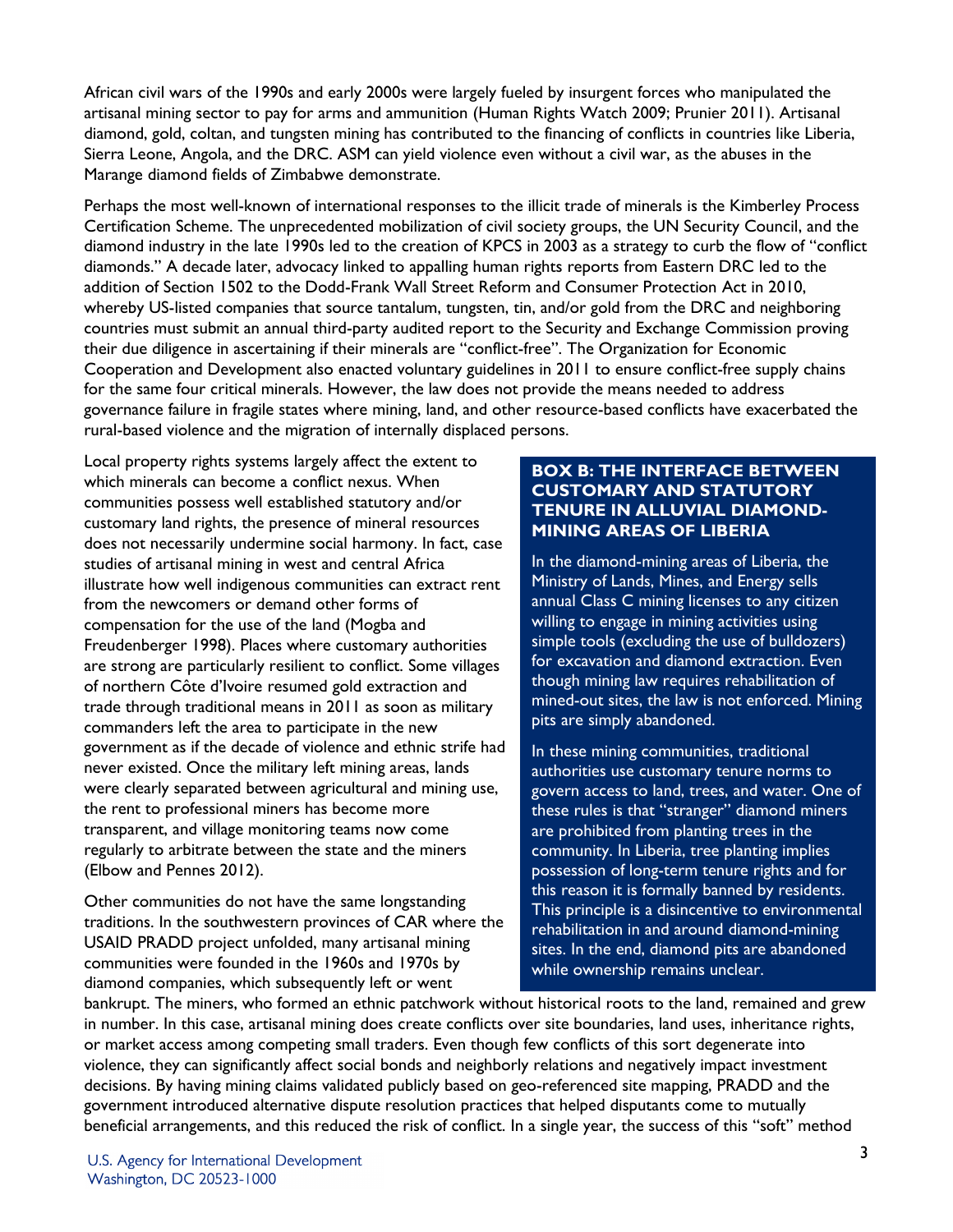African civil wars of the 1990s and early 2000s were largely fueled by insurgent forces who manipulated the artisanal mining sector to pay for arms and ammunition (Human Rights Watch 2009; Prunier 2011). Artisanal diamond, gold, coltan, and tungsten mining has contributed to the financing of conflicts in countries like Liberia, Sierra Leone, Angola, and the DRC. ASM can yield violence even without a civil war, as the abuses in the Marange diamond fields of Zimbabwe demonstrate.

Perhaps the most well-known of international responses to the illicit trade of minerals is the Kimberley Process Certification Scheme. The unprecedented mobilization of civil society groups, the UN Security Council, and the diamond industry in the late 1990s led to the creation of KPCS in 2003 as a strategy to curb the flow of "conflict diamonds." A decade later, advocacy linked to appalling human rights reports from Eastern DRC led to the addition of Section 1502 to the Dodd-Frank Wall Street Reform and Consumer Protection Act in 2010, whereby US-listed companies that source tantalum, tungsten, tin, and/or gold from the DRC and neighboring countries must submit an annual third-party audited report to the Security and Exchange Commission proving their due diligence in ascertaining if their minerals are "conflict-free". The Organization for Economic Cooperation and Development also enacted voluntary guidelines in 2011 to ensure conflict-free supply chains for the same four critical minerals. However, the law does not provide the means needed to address governance failure in fragile states where mining, land, and other resource-based conflicts have exacerbated the rural-based violence and the migration of internally displaced persons.

Local property rights systems largely affect the extent to which minerals can become a conflict nexus. When communities possess well established statutory and/or customary land rights, the presence of mineral resources does not necessarily undermine social harmony. In fact, case studies of artisanal mining in west and central Africa illustrate how well indigenous communities can extract rent from the newcomers or demand other forms of compensation for the use of the land (Mogba and Freudenberger 1998). Places where customary authorities are strong are particularly resilient to conflict. Some villages of northern Côte d'Ivoire resumed gold extraction and trade through traditional means in 2011 as soon as military commanders left the area to participate in the new government as if the decade of violence and ethnic strife had never existed. Once the military left mining areas, lands were clearly separated between agricultural and mining use, the rent to professional miners has become more transparent, and village monitoring teams now come regularly to arbitrate between the state and the miners (Elbow and Pennes 2012).

Other communities do not have the same longstanding traditions. In the southwestern provinces of CAR where the USAID PRADD project unfolded, many artisanal mining communities were founded in the 1960s and 1970s by diamond companies, which subsequently left or went bankrupt. The miners, who formed an ethnic patchwork without historical roots to the land, remained and grew in number. In this case, artisanal mining does create conflicts over site boundaries, land uses, inheritance rights, or market access among competing small traders. Even though few conflicts of this sort degenerate into violence, they can significantly affect social bonds and neighborly relations and negatively impact investment decisions. By having mining claims validated publicly based on geo-referenced site mapping, PRADD and the government introduced alternative dispute resolution practices that helped disputants come to mutually beneficial arrangements, and this reduced the risk of conflict. In a single year, the success of this "soft" method

> **BOX B: THE INTERFACE BETWEEN CUSTOMARY AND STATUTORY TENURE IN ALLUVIAL DIAMOND-MINING AREAS OF LIBERIA**
>
> In the diamond-mining areas of Liberia, the Ministry of Lands, Mines, and Energy sells annual Class C mining licenses to any citizen willing to engage in mining activities using simple tools (excluding the use of bulldozers) for excavation and diamond extraction. Even though mining law requires rehabilitation of mined-out sites, the law is not enforced. Mining pits are simply abandoned.
>
> In these mining communities, traditional authorities use customary tenure norms to govern access to land, trees, and water. One of these rules is that "stranger" diamond miners are prohibited from planting trees in the community. In Liberia, tree planting implies possession of long-term tenure rights and for this reason it is formally banned by residents. This principle is a disincentive to environmental rehabilitation in and around diamond-mining sites. In the end, diamond pits are abandoned while ownership remains unclear.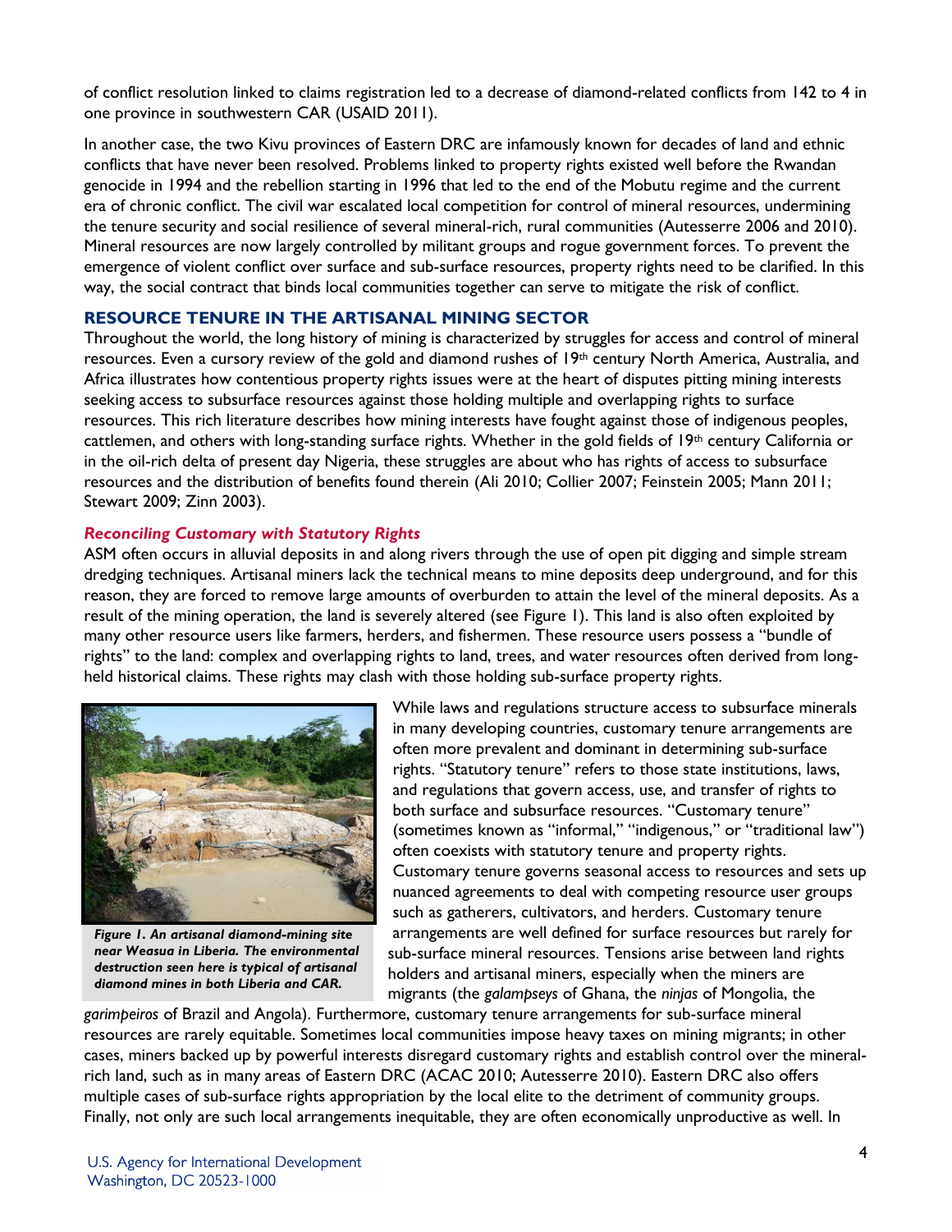of conflict resolution linked to claims registration led to a decrease of diamond-related conflicts from 142 to 4 in one province in southwestern CAR (USAID 2011).

In another case, the two Kivu provinces of Eastern DRC are infamously known for decades of land and ethnic conflicts that have never been resolved. Problems linked to property rights existed well before the Rwandan genocide in 1994 and the rebellion starting in 1996 that led to the end of the Mobutu regime and the current era of chronic conflict. The civil war escalated local competition for control of mineral resources, undermining the tenure security and social resilience of several mineral-rich, rural communities (Autesserre 2006 and 2010). Mineral resources are now largely controlled by militant groups and rogue government forces. To prevent the emergence of violent conflict over surface and sub-surface resources, property rights need to be clarified. In this way, the social contract that binds local communities together can serve to mitigate the risk of conflict.

## RESOURCE TENURE IN THE ARTISANAL MINING SECTOR

Throughout the world, the long history of mining is characterized by struggles for access and control of mineral resources. Even a cursory review of the gold and diamond rushes of 19th century North America, Australia, and Africa illustrates how contentious property rights issues were at the heart of disputes pitting mining interests seeking access to subsurface resources against those holding multiple and overlapping rights to surface resources. This rich literature describes how mining interests have fought against those of indigenous peoples, cattlemen, and others with long-standing surface rights. Whether in the gold fields of 19th century California or in the oil-rich delta of present day Nigeria, these struggles are about who has rights of access to subsurface resources and the distribution of benefits found therein (Ali 2010; Collier 2007; Feinstein 2005; Mann 2011; Stewart 2009; Zinn 2003).

### *Reconciling Customary with Statutory Rights*

ASM often occurs in alluvial deposits in and along rivers through the use of open pit digging and simple stream dredging techniques. Artisanal miners lack the technical means to mine deposits deep underground, and for this reason, they are forced to remove large amounts of overburden to attain the level of the mineral deposits. As a result of the mining operation, the land is severely altered (see Figure 1). This land is also often exploited by many other resource users like farmers, herders, and fishermen. These resource users possess a "bundle of rights" to the land: complex and overlapping rights to land, trees, and water resources often derived from long-held historical claims. These rights may clash with those holding sub-surface property rights.

***Figure 1. An artisanal diamond-mining site near Weasua in Liberia. The environmental destruction seen here is typical of artisanal diamond mines in both Liberia and CAR.***

While laws and regulations structure access to subsurface minerals in many developing countries, customary tenure arrangements are often more prevalent and dominant in determining sub-surface rights. "Statutory tenure" refers to those state institutions, laws, and regulations that govern access, use, and transfer of rights to both surface and subsurface resources. "Customary tenure" (sometimes known as "informal," "indigenous," or "traditional law") often coexists with statutory tenure and property rights. Customary tenure governs seasonal access to resources and sets up nuanced agreements to deal with competing resource user groups such as gatherers, cultivators, and herders. Customary tenure arrangements are well defined for surface resources but rarely for sub-surface mineral resources. Tensions arise between land rights holders and artisanal miners, especially when the miners are migrants (the *galampseys* of Ghana, the *ninjas* of Mongolia, the *garimpeiros* of Brazil and Angola). Furthermore, customary tenure arrangements for sub-surface mineral resources are rarely equitable. Sometimes local communities impose heavy taxes on mining migrants; in other cases, miners backed up by powerful interests disregard customary rights and establish control over the mineral-rich land, such as in many areas of Eastern DRC (ACAC 2010; Autesserre 2010). Eastern DRC also offers multiple cases of sub-surface rights appropriation by the local elite to the detriment of community groups. Finally, not only are such local arrangements inequitable, they are often economically unproductive as well. In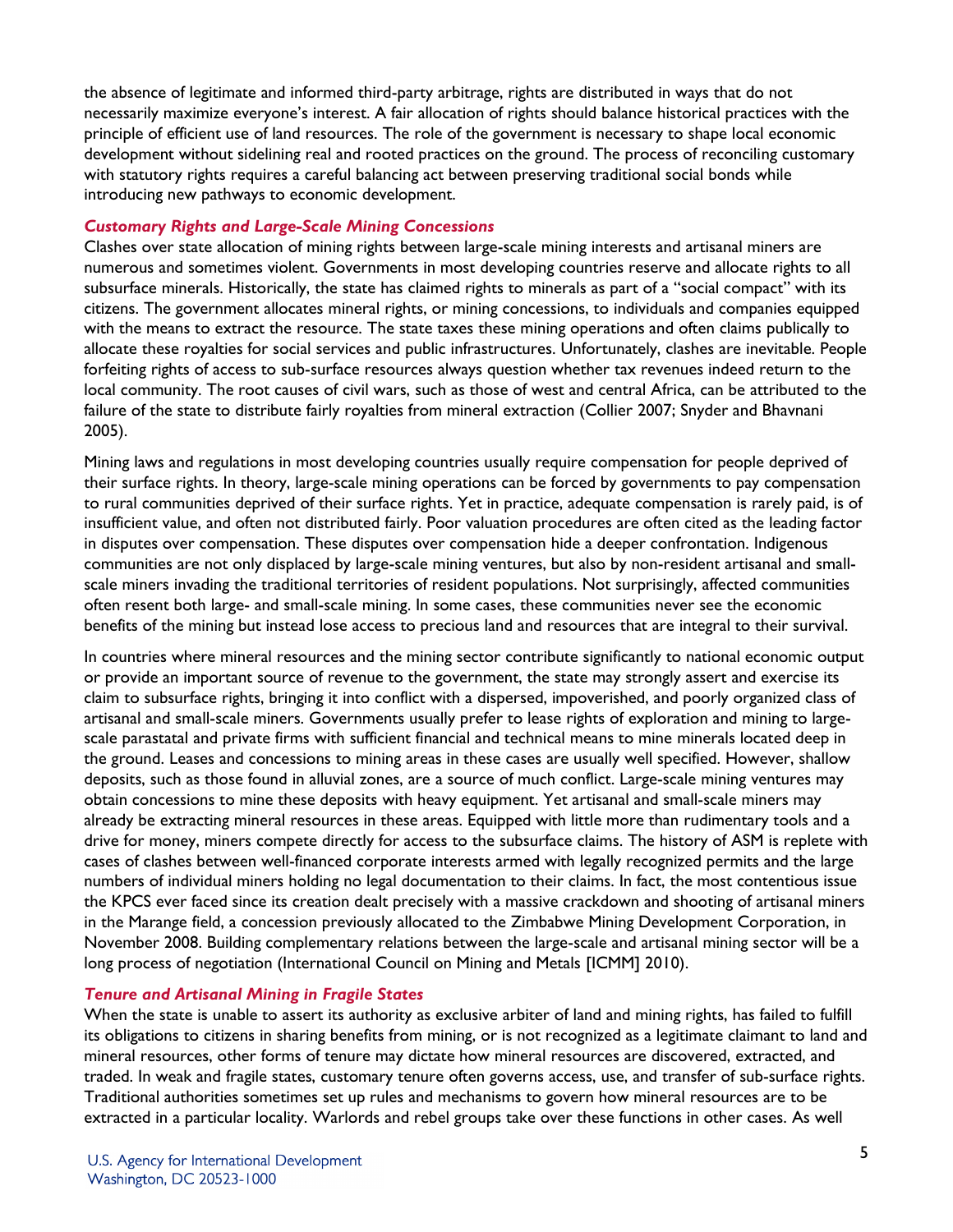the absence of legitimate and informed third-party arbitrage, rights are distributed in ways that do not necessarily maximize everyone's interest. A fair allocation of rights should balance historical practices with the principle of efficient use of land resources. The role of the government is necessary to shape local economic development without sidelining real and rooted practices on the ground. The process of reconciling customary with statutory rights requires a careful balancing act between preserving traditional social bonds while introducing new pathways to economic development.

### *Customary Rights and Large-Scale Mining Concessions*

Clashes over state allocation of mining rights between large-scale mining interests and artisanal miners are numerous and sometimes violent. Governments in most developing countries reserve and allocate rights to all subsurface minerals. Historically, the state has claimed rights to minerals as part of a "social compact" with its citizens. The government allocates mineral rights, or mining concessions, to individuals and companies equipped with the means to extract the resource. The state taxes these mining operations and often claims publically to allocate these royalties for social services and public infrastructures. Unfortunately, clashes are inevitable. People forfeiting rights of access to sub-surface resources always question whether tax revenues indeed return to the local community. The root causes of civil wars, such as those of west and central Africa, can be attributed to the failure of the state to distribute fairly royalties from mineral extraction (Collier 2007; Snyder and Bhavnani 2005).

Mining laws and regulations in most developing countries usually require compensation for people deprived of their surface rights. In theory, large-scale mining operations can be forced by governments to pay compensation to rural communities deprived of their surface rights. Yet in practice, adequate compensation is rarely paid, is of insufficient value, and often not distributed fairly. Poor valuation procedures are often cited as the leading factor in disputes over compensation. These disputes over compensation hide a deeper confrontation. Indigenous communities are not only displaced by large-scale mining ventures, but also by non-resident artisanal and small-scale miners invading the traditional territories of resident populations. Not surprisingly, affected communities often resent both large- and small-scale mining. In some cases, these communities never see the economic benefits of the mining but instead lose access to precious land and resources that are integral to their survival.

In countries where mineral resources and the mining sector contribute significantly to national economic output or provide an important source of revenue to the government, the state may strongly assert and exercise its claim to subsurface rights, bringing it into conflict with a dispersed, impoverished, and poorly organized class of artisanal and small-scale miners. Governments usually prefer to lease rights of exploration and mining to large-scale parastatal and private firms with sufficient financial and technical means to mine minerals located deep in the ground. Leases and concessions to mining areas in these cases are usually well specified. However, shallow deposits, such as those found in alluvial zones, are a source of much conflict. Large-scale mining ventures may obtain concessions to mine these deposits with heavy equipment. Yet artisanal and small-scale miners may already be extracting mineral resources in these areas. Equipped with little more than rudimentary tools and a drive for money, miners compete directly for access to the subsurface claims. The history of ASM is replete with cases of clashes between well-financed corporate interests armed with legally recognized permits and the large numbers of individual miners holding no legal documentation to their claims. In fact, the most contentious issue the KPCS ever faced since its creation dealt precisely with a massive crackdown and shooting of artisanal miners in the Marange field, a concession previously allocated to the Zimbabwe Mining Development Corporation, in November 2008. Building complementary relations between the large-scale and artisanal mining sector will be a long process of negotiation (International Council on Mining and Metals [ICMM] 2010).

### *Tenure and Artisanal Mining in Fragile States*

When the state is unable to assert its authority as exclusive arbiter of land and mining rights, has failed to fulfill its obligations to citizens in sharing benefits from mining, or is not recognized as a legitimate claimant to land and mineral resources, other forms of tenure may dictate how mineral resources are discovered, extracted, and traded. In weak and fragile states, customary tenure often governs access, use, and transfer of sub-surface rights. Traditional authorities sometimes set up rules and mechanisms to govern how mineral resources are to be extracted in a particular locality. Warlords and rebel groups take over these functions in other cases. As well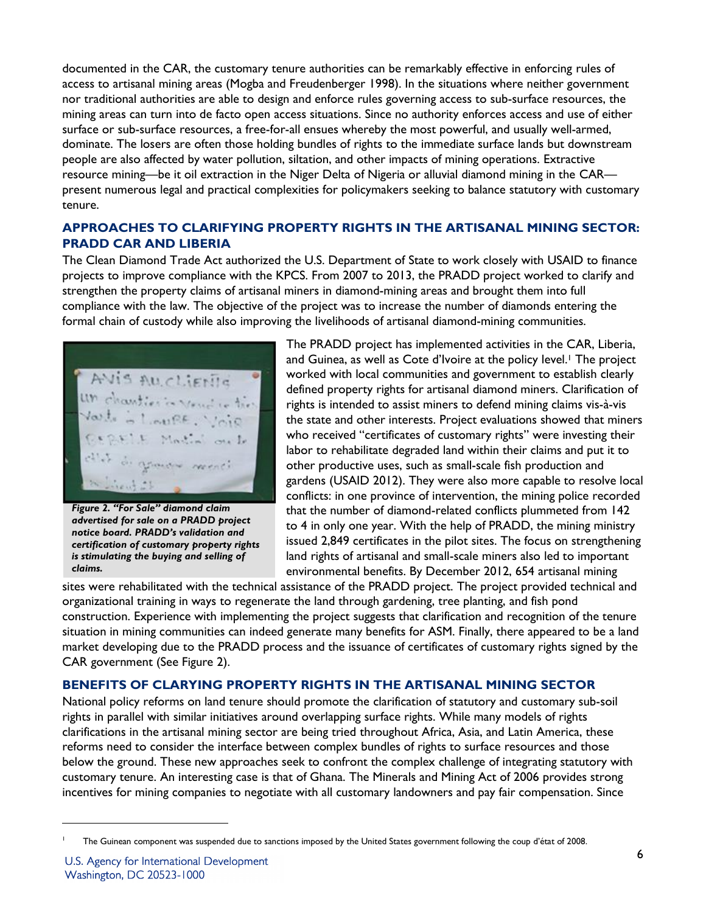documented in the CAR, the customary tenure authorities can be remarkably effective in enforcing rules of access to artisanal mining areas (Mogba and Freudenberger 1998). In the situations where neither government nor traditional authorities are able to design and enforce rules governing access to sub-surface resources, the mining areas can turn into de facto open access situations. Since no authority enforces access and use of either surface or sub-surface resources, a free-for-all ensues whereby the most powerful, and usually well-armed, dominate. The losers are often those holding bundles of rights to the immediate surface lands but downstream people are also affected by water pollution, siltation, and other impacts of mining operations. Extractive resource mining—be it oil extraction in the Niger Delta of Nigeria or alluvial diamond mining in the CAR—present numerous legal and practical complexities for policymakers seeking to balance statutory with customary tenure.

## APPROACHES TO CLARIFYING PROPERTY RIGHTS IN THE ARTISANAL MINING SECTOR: PRADD CAR AND LIBERIA

The Clean Diamond Trade Act authorized the U.S. Department of State to work closely with USAID to finance projects to improve compliance with the KPCS. From 2007 to 2013, the PRADD project worked to clarify and strengthen the property claims of artisanal miners in diamond-mining areas and brought them into full compliance with the law. The objective of the project was to increase the number of diamonds entering the formal chain of custody while also improving the livelihoods of artisanal diamond-mining communities.

The PRADD project has implemented activities in the CAR, Liberia, and Guinea, as well as Cote d'Ivoire at the policy level.[1] The project worked with local communities and government to establish clearly defined property rights for artisanal diamond miners. Clarification of rights is intended to assist miners to defend mining claims vis-à-vis the state and other interests. Project evaluations showed that miners who received "certificates of customary rights" were investing their labor to rehabilitate degraded land within their claims and put it to other productive uses, such as small-scale fish production and gardens (USAID 2012). They were also more capable to resolve local conflicts: in one province of intervention, the mining police recorded that the number of diamond-related conflicts plummeted from 142 to 4 in only one year. With the help of PRADD, the mining ministry issued 2,849 certificates in the pilot sites. The focus on strengthening land rights of artisanal and small-scale miners also led to important environmental benefits. By December 2012, 654 artisanal mining sites were rehabilitated with the technical assistance of the PRADD project. The project provided technical and organizational training in ways to regenerate the land through gardening, tree planting, and fish pond construction. Experience with implementing the project suggests that clarification and recognition of the tenure situation in mining communities can indeed generate many benefits for ASM. Finally, there appeared to be a land market developing due to the PRADD process and the issuance of certificates of customary rights signed by the CAR government (See Figure 2).

***Figure 2. "For Sale" diamond claim advertised for sale on a PRADD project notice board. PRADD's validation and certification of customary property rights is stimulating the buying and selling of claims.***

## BENEFITS OF CLARYING PROPERTY RIGHTS IN THE ARTISANAL MINING SECTOR

National policy reforms on land tenure should promote the clarification of statutory and customary sub-soil rights in parallel with similar initiatives around overlapping surface rights. While many models of rights clarifications in the artisanal mining sector are being tried throughout Africa, Asia, and Latin America, these reforms need to consider the interface between complex bundles of rights to surface resources and those below the ground. These new approaches seek to confront the complex challenge of integrating statutory with customary tenure. An interesting case is that of Ghana. The Minerals and Mining Act of 2006 provides strong incentives for mining companies to negotiate with all customary landowners and pay fair compensation. Since

---

[1] The Guinean component was suspended due to sanctions imposed by the United States government following the coup d'état of 2008.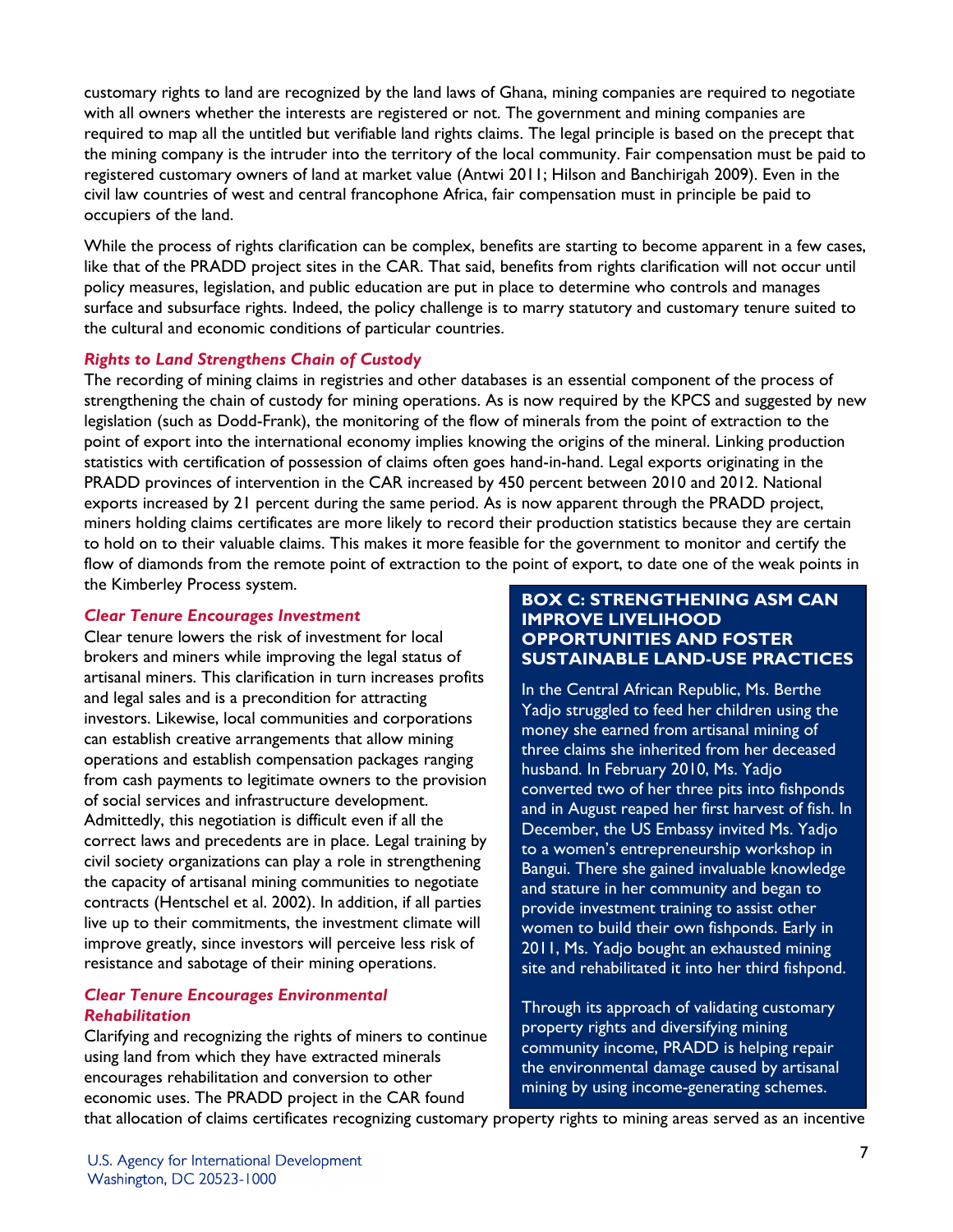customary rights to land are recognized by the land laws of Ghana, mining companies are required to negotiate with all owners whether the interests are registered or not. The government and mining companies are required to map all the untitled but verifiable land rights claims. The legal principle is based on the precept that the mining company is the intruder into the territory of the local community. Fair compensation must be paid to registered customary owners of land at market value (Antwi 2011; Hilson and Banchirigah 2009). Even in the civil law countries of west and central francophone Africa, fair compensation must in principle be paid to occupiers of the land.

While the process of rights clarification can be complex, benefits are starting to become apparent in a few cases, like that of the PRADD project sites in the CAR. That said, benefits from rights clarification will not occur until policy measures, legislation, and public education are put in place to determine who controls and manages surface and subsurface rights. Indeed, the policy challenge is to marry statutory and customary tenure suited to the cultural and economic conditions of particular countries.

### *Rights to Land Strengthens Chain of Custody*

The recording of mining claims in registries and other databases is an essential component of the process of strengthening the chain of custody for mining operations. As is now required by the KPCS and suggested by new legislation (such as Dodd-Frank), the monitoring of the flow of minerals from the point of extraction to the point of export into the international economy implies knowing the origins of the mineral. Linking production statistics with certification of possession of claims often goes hand-in-hand. Legal exports originating in the PRADD provinces of intervention in the CAR increased by 450 percent between 2010 and 2012. National exports increased by 21 percent during the same period. As is now apparent through the PRADD project, miners holding claims certificates are more likely to record their production statistics because they are certain to hold on to their valuable claims. This makes it more feasible for the government to monitor and certify the flow of diamonds from the remote point of extraction to the point of export, to date one of the weak points in the Kimberley Process system.

### *Clear Tenure Encourages Investment*

Clear tenure lowers the risk of investment for local brokers and miners while improving the legal status of artisanal miners. This clarification in turn increases profits and legal sales and is a precondition for attracting investors. Likewise, local communities and corporations can establish creative arrangements that allow mining operations and establish compensation packages ranging from cash payments to legitimate owners to the provision of social services and infrastructure development. Admittedly, this negotiation is difficult even if all the correct laws and precedents are in place. Legal training by civil society organizations can play a role in strengthening the capacity of artisanal mining communities to negotiate contracts (Hentschel et al. 2002). In addition, if all parties live up to their commitments, the investment climate will improve greatly, since investors will perceive less risk of resistance and sabotage of their mining operations.

### *Clear Tenure Encourages Environmental Rehabilitation*

Clarifying and recognizing the rights of miners to continue using land from which they have extracted minerals encourages rehabilitation and conversion to other economic uses. The PRADD project in the CAR found that allocation of claims certificates recognizing customary property rights to mining areas served as an incentive

> **BOX C: STRENGTHENING ASM CAN IMPROVE LIVELIHOOD OPPORTUNITIES AND FOSTER SUSTAINABLE LAND-USE PRACTICES**
>
> In the Central African Republic, Ms. Berthe Yadjo struggled to feed her children using the money she earned from artisanal mining of three claims she inherited from her deceased husband. In February 2010, Ms. Yadjo converted two of her three pits into fishponds and in August reaped her first harvest of fish. In December, the US Embassy invited Ms. Yadjo to a women's entrepreneurship workshop in Bangui. There she gained invaluable knowledge and stature in her community and began to provide investment training to assist other women to build their own fishponds. Early in 2011, Ms. Yadjo bought an exhausted mining site and rehabilitated it into her third fishpond.
>
> Through its approach of validating customary property rights and diversifying mining community income, PRADD is helping repair the environmental damage caused by artisanal mining by using income-generating schemes.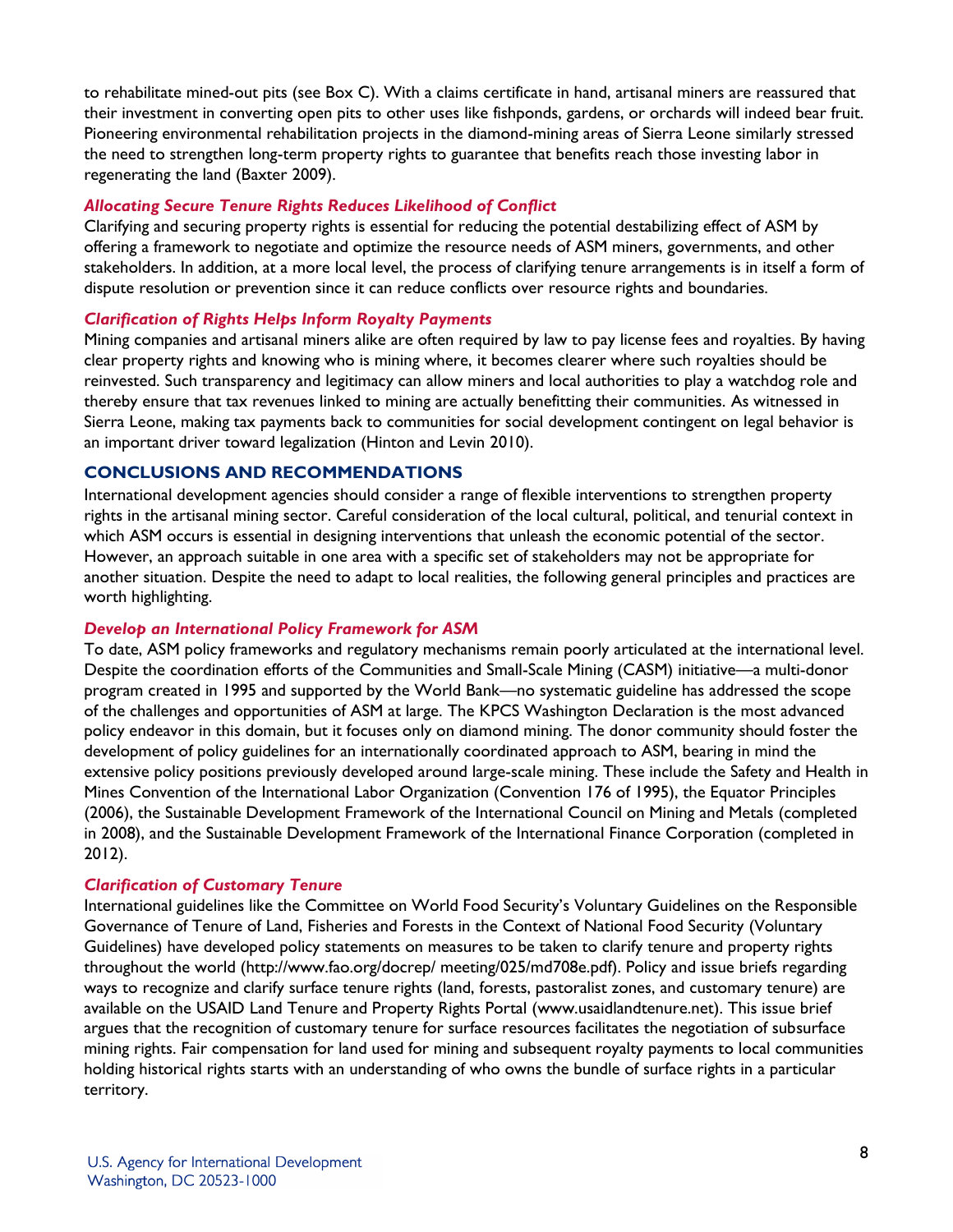to rehabilitate mined-out pits (see Box C). With a claims certificate in hand, artisanal miners are reassured that their investment in converting open pits to other uses like fishponds, gardens, or orchards will indeed bear fruit. Pioneering environmental rehabilitation projects in the diamond-mining areas of Sierra Leone similarly stressed the need to strengthen long-term property rights to guarantee that benefits reach those investing labor in regenerating the land (Baxter 2009).

### *Allocating Secure Tenure Rights Reduces Likelihood of Conflict*

Clarifying and securing property rights is essential for reducing the potential destabilizing effect of ASM by offering a framework to negotiate and optimize the resource needs of ASM miners, governments, and other stakeholders. In addition, at a more local level, the process of clarifying tenure arrangements is in itself a form of dispute resolution or prevention since it can reduce conflicts over resource rights and boundaries.

### *Clarification of Rights Helps Inform Royalty Payments*

Mining companies and artisanal miners alike are often required by law to pay license fees and royalties. By having clear property rights and knowing who is mining where, it becomes clearer where such royalties should be reinvested. Such transparency and legitimacy can allow miners and local authorities to play a watchdog role and thereby ensure that tax revenues linked to mining are actually benefitting their communities. As witnessed in Sierra Leone, making tax payments back to communities for social development contingent on legal behavior is an important driver toward legalization (Hinton and Levin 2010).

## CONCLUSIONS AND RECOMMENDATIONS

International development agencies should consider a range of flexible interventions to strengthen property rights in the artisanal mining sector. Careful consideration of the local cultural, political, and tenurial context in which ASM occurs is essential in designing interventions that unleash the economic potential of the sector. However, an approach suitable in one area with a specific set of stakeholders may not be appropriate for another situation. Despite the need to adapt to local realities, the following general principles and practices are worth highlighting.

### *Develop an International Policy Framework for ASM*

To date, ASM policy frameworks and regulatory mechanisms remain poorly articulated at the international level. Despite the coordination efforts of the Communities and Small-Scale Mining (CASM) initiative—a multi-donor program created in 1995 and supported by the World Bank—no systematic guideline has addressed the scope of the challenges and opportunities of ASM at large. The KPCS Washington Declaration is the most advanced policy endeavor in this domain, but it focuses only on diamond mining. The donor community should foster the development of policy guidelines for an internationally coordinated approach to ASM, bearing in mind the extensive policy positions previously developed around large-scale mining. These include the Safety and Health in Mines Convention of the International Labor Organization (Convention 176 of 1995), the Equator Principles (2006), the Sustainable Development Framework of the International Council on Mining and Metals (completed in 2008), and the Sustainable Development Framework of the International Finance Corporation (completed in 2012).

### *Clarification of Customary Tenure*

International guidelines like the Committee on World Food Security's Voluntary Guidelines on the Responsible Governance of Tenure of Land, Fisheries and Forests in the Context of National Food Security (Voluntary Guidelines) have developed policy statements on measures to be taken to clarify tenure and property rights throughout the world (http://www.fao.org/docrep/ meeting/025/md708e.pdf). Policy and issue briefs regarding ways to recognize and clarify surface tenure rights (land, forests, pastoralist zones, and customary tenure) are available on the USAID Land Tenure and Property Rights Portal (www.usaidlandtenure.net). This issue brief argues that the recognition of customary tenure for surface resources facilitates the negotiation of subsurface mining rights. Fair compensation for land used for mining and subsequent royalty payments to local communities holding historical rights starts with an understanding of who owns the bundle of surface rights in a particular territory.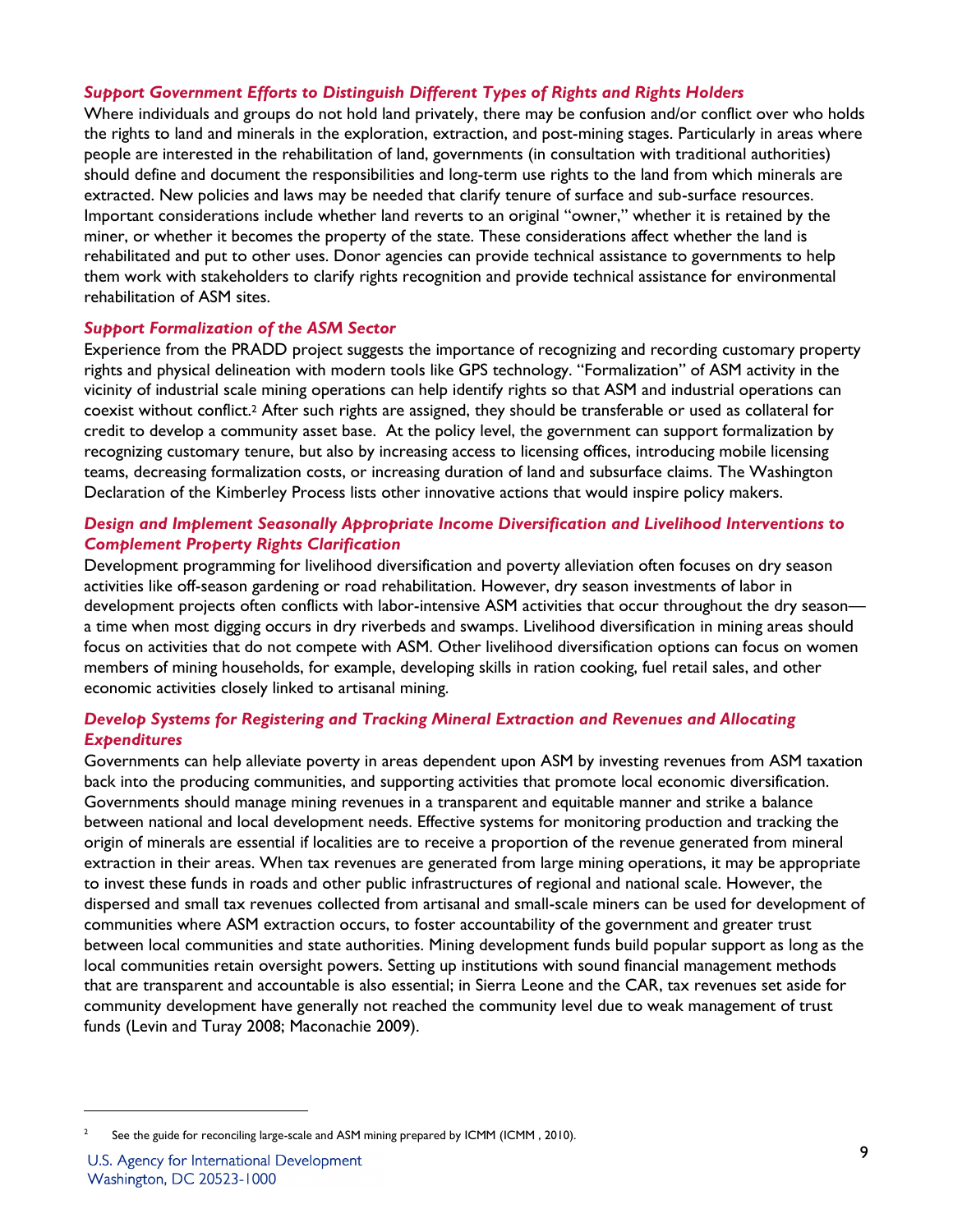### *Support Government Efforts to Distinguish Different Types of Rights and Rights Holders*

Where individuals and groups do not hold land privately, there may be confusion and/or conflict over who holds the rights to land and minerals in the exploration, extraction, and post-mining stages. Particularly in areas where people are interested in the rehabilitation of land, governments (in consultation with traditional authorities) should define and document the responsibilities and long-term use rights to the land from which minerals are extracted. New policies and laws may be needed that clarify tenure of surface and sub-surface resources. Important considerations include whether land reverts to an original "owner," whether it is retained by the miner, or whether it becomes the property of the state. These considerations affect whether the land is rehabilitated and put to other uses. Donor agencies can provide technical assistance to governments to help them work with stakeholders to clarify rights recognition and provide technical assistance for environmental rehabilitation of ASM sites.

### *Support Formalization of the ASM Sector*

Experience from the PRADD project suggests the importance of recognizing and recording customary property rights and physical delineation with modern tools like GPS technology. "Formalization" of ASM activity in the vicinity of industrial scale mining operations can help identify rights so that ASM and industrial operations can coexist without conflict.[2] After such rights are assigned, they should be transferable or used as collateral for credit to develop a community asset base. At the policy level, the government can support formalization by recognizing customary tenure, but also by increasing access to licensing offices, introducing mobile licensing teams, decreasing formalization costs, or increasing duration of land and subsurface claims. The Washington Declaration of the Kimberley Process lists other innovative actions that would inspire policy makers.

### *Design and Implement Seasonally Appropriate Income Diversification and Livelihood Interventions to Complement Property Rights Clarification*

Development programming for livelihood diversification and poverty alleviation often focuses on dry season activities like off-season gardening or road rehabilitation. However, dry season investments of labor in development projects often conflicts with labor-intensive ASM activities that occur throughout the dry season—a time when most digging occurs in dry riverbeds and swamps. Livelihood diversification in mining areas should focus on activities that do not compete with ASM. Other livelihood diversification options can focus on women members of mining households, for example, developing skills in ration cooking, fuel retail sales, and other economic activities closely linked to artisanal mining.

### *Develop Systems for Registering and Tracking Mineral Extraction and Revenues and Allocating Expenditures*

Governments can help alleviate poverty in areas dependent upon ASM by investing revenues from ASM taxation back into the producing communities, and supporting activities that promote local economic diversification. Governments should manage mining revenues in a transparent and equitable manner and strike a balance between national and local development needs. Effective systems for monitoring production and tracking the origin of minerals are essential if localities are to receive a proportion of the revenue generated from mineral extraction in their areas. When tax revenues are generated from large mining operations, it may be appropriate to invest these funds in roads and other public infrastructures of regional and national scale. However, the dispersed and small tax revenues collected from artisanal and small-scale miners can be used for development of communities where ASM extraction occurs, to foster accountability of the government and greater trust between local communities and state authorities. Mining development funds build popular support as long as the local communities retain oversight powers. Setting up institutions with sound financial management methods that are transparent and accountable is also essential; in Sierra Leone and the CAR, tax revenues set aside for community development have generally not reached the community level due to weak management of trust funds (Levin and Turay 2008; Maconachie 2009).

---

[2] See the guide for reconciling large-scale and ASM mining prepared by ICMM (ICMM , 2010).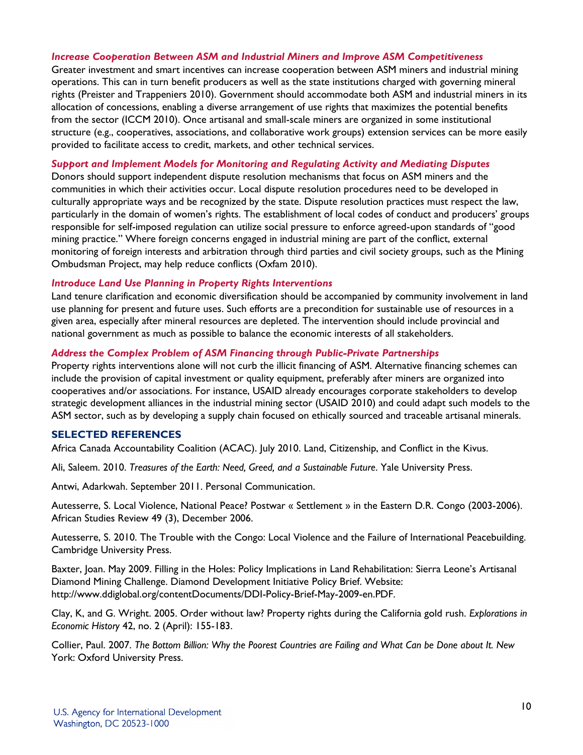### *Increase Cooperation Between ASM and Industrial Miners and Improve ASM Competitiveness*

Greater investment and smart incentives can increase cooperation between ASM miners and industrial mining operations. This can in turn benefit producers as well as the state institutions charged with governing mineral rights (Preister and Trappeniers 2010). Government should accommodate both ASM and industrial miners in its allocation of concessions, enabling a diverse arrangement of use rights that maximizes the potential benefits from the sector (ICCM 2010). Once artisanal and small-scale miners are organized in some institutional structure (e.g., cooperatives, associations, and collaborative work groups) extension services can be more easily provided to facilitate access to credit, markets, and other technical services.

### *Support and Implement Models for Monitoring and Regulating Activity and Mediating Disputes*

Donors should support independent dispute resolution mechanisms that focus on ASM miners and the communities in which their activities occur. Local dispute resolution procedures need to be developed in culturally appropriate ways and be recognized by the state. Dispute resolution practices must respect the law, particularly in the domain of women's rights. The establishment of local codes of conduct and producers' groups responsible for self-imposed regulation can utilize social pressure to enforce agreed-upon standards of "good mining practice." Where foreign concerns engaged in industrial mining are part of the conflict, external monitoring of foreign interests and arbitration through third parties and civil society groups, such as the Mining Ombudsman Project, may help reduce conflicts (Oxfam 2010).

### *Introduce Land Use Planning in Property Rights Interventions*

Land tenure clarification and economic diversification should be accompanied by community involvement in land use planning for present and future uses. Such efforts are a precondition for sustainable use of resources in a given area, especially after mineral resources are depleted. The intervention should include provincial and national government as much as possible to balance the economic interests of all stakeholders.

### *Address the Complex Problem of ASM Financing through Public-Private Partnerships*

Property rights interventions alone will not curb the illicit financing of ASM. Alternative financing schemes can include the provision of capital investment or quality equipment, preferably after miners are organized into cooperatives and/or associations. For instance, USAID already encourages corporate stakeholders to develop strategic development alliances in the industrial mining sector (USAID 2010) and could adapt such models to the ASM sector, such as by developing a supply chain focused on ethically sourced and traceable artisanal minerals.

## SELECTED REFERENCES

Africa Canada Accountability Coalition (ACAC). July 2010. Land, Citizenship, and Conflict in the Kivus.

Ali, Saleem. 2010. *Treasures of the Earth: Need, Greed, and a Sustainable Future*. Yale University Press.

Antwi, Adarkwah. September 2011. Personal Communication.

Autesserre, S. Local Violence, National Peace? Postwar « Settlement » in the Eastern D.R. Congo (2003-2006). African Studies Review 49 (3), December 2006.

Autesserre, S. 2010. The Trouble with the Congo: Local Violence and the Failure of International Peacebuilding. Cambridge University Press.

Baxter, Joan. May 2009. Filling in the Holes: Policy Implications in Land Rehabilitation: Sierra Leone's Artisanal Diamond Mining Challenge. Diamond Development Initiative Policy Brief. Website: http://www.ddiglobal.org/contentDocuments/DDI-Policy-Brief-May-2009-en.PDF.

Clay, K, and G. Wright. 2005. Order without law? Property rights during the California gold rush. *Explorations in Economic History* 42, no. 2 (April): 155-183.

Collier, Paul. 2007. *The Bottom Billion: Why the Poorest Countries are Failing and What Can be Done about It. New* York: Oxford University Press.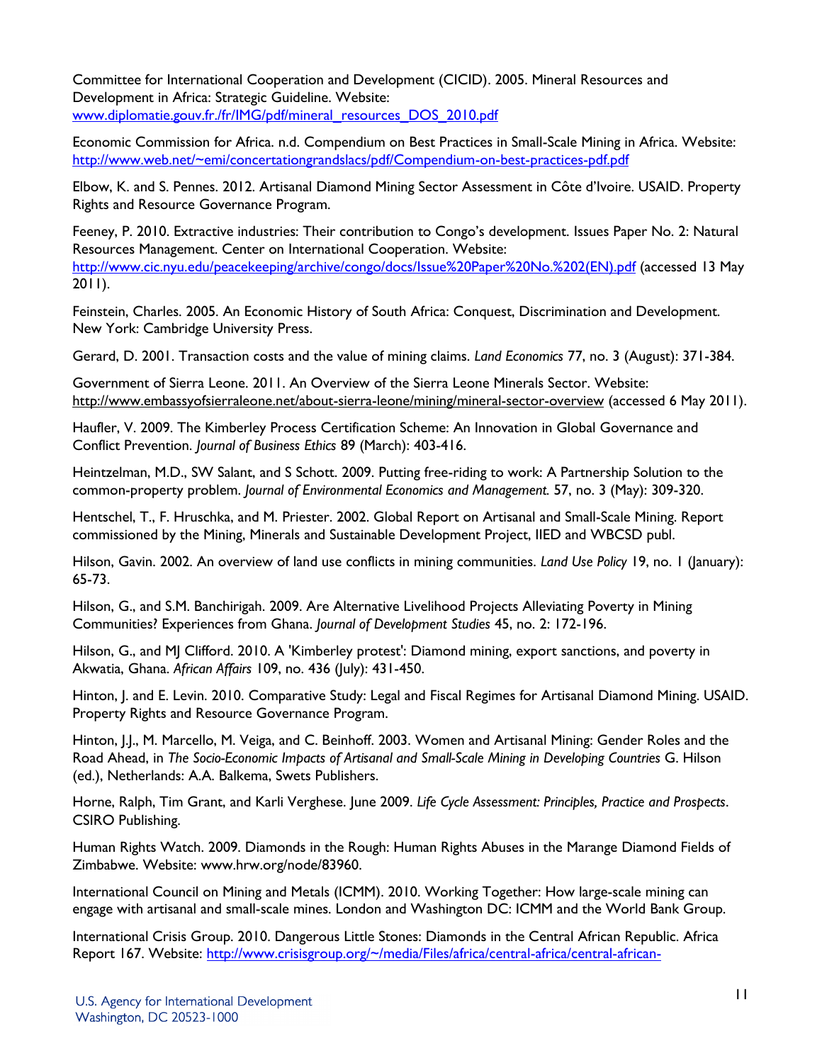Committee for International Cooperation and Development (CICID). 2005. Mineral Resources and Development in Africa: Strategic Guideline. Website: [www.diplomatie.gouv.fr./fr/IMG/pdf/mineral_resources_DOS_2010.pdf](www.diplomatie.gouv.fr./fr/IMG/pdf/mineral_resources_DOS_2010.pdf)

Economic Commission for Africa. n.d. Compendium on Best Practices in Small-Scale Mining in Africa. Website: [http://www.web.net/~emi/concertationgrandslacs/pdf/Compendium-on-best-practices-pdf.pdf](http://www.web.net/~emi/concertationgrandslacs/pdf/Compendium-on-best-practices-pdf.pdf)

Elbow, K. and S. Pennes. 2012. Artisanal Diamond Mining Sector Assessment in Côte d'Ivoire. USAID. Property Rights and Resource Governance Program.

Feeney, P. 2010. Extractive industries: Their contribution to Congo's development. Issues Paper No. 2: Natural Resources Management. Center on International Cooperation. Website: [http://www.cic.nyu.edu/peacekeeping/archive/congo/docs/Issue%20Paper%20No.%202(EN).pdf](http://www.cic.nyu.edu/peacekeeping/archive/congo/docs/Issue%20Paper%20No.%202(EN).pdf) (accessed 13 May 2011).

Feinstein, Charles. 2005. An Economic History of South Africa: Conquest, Discrimination and Development. New York: Cambridge University Press.

Gerard, D. 2001. Transaction costs and the value of mining claims. *Land Economics* 77, no. 3 (August): 371-384.

Government of Sierra Leone. 2011. An Overview of the Sierra Leone Minerals Sector. Website: http://www.embassyofsierraleone.net/about-sierra-leone/mining/mineral-sector-overview (accessed 6 May 2011).

Haufler, V. 2009. The Kimberley Process Certification Scheme: An Innovation in Global Governance and Conflict Prevention. *Journal of Business Ethics* 89 (March): 403-416.

Heintzelman, M.D., SW Salant, and S Schott. 2009. Putting free-riding to work: A Partnership Solution to the common-property problem. *Journal of Environmental Economics and Management.* 57, no. 3 (May): 309-320.

Hentschel, T., F. Hruschka, and M. Priester. 2002. Global Report on Artisanal and Small-Scale Mining. Report commissioned by the Mining, Minerals and Sustainable Development Project, IIED and WBCSD publ.

Hilson, Gavin. 2002. An overview of land use conflicts in mining communities. *Land Use Policy* 19, no. 1 (January): 65-73.

Hilson, G., and S.M. Banchirigah. 2009. Are Alternative Livelihood Projects Alleviating Poverty in Mining Communities? Experiences from Ghana. *Journal of Development Studies* 45, no. 2: 172-196.

Hilson, G., and MJ Clifford. 2010. A 'Kimberley protest': Diamond mining, export sanctions, and poverty in Akwatia, Ghana. *African Affairs* 109, no. 436 (July): 431-450.

Hinton, J. and E. Levin. 2010. Comparative Study: Legal and Fiscal Regimes for Artisanal Diamond Mining. USAID. Property Rights and Resource Governance Program.

Hinton, J.J., M. Marcello, M. Veiga, and C. Beinhoff. 2003. Women and Artisanal Mining: Gender Roles and the Road Ahead, in *The Socio-Economic Impacts of Artisanal and Small-Scale Mining in Developing Countries* G. Hilson (ed.), Netherlands: A.A. Balkema, Swets Publishers.

Horne, Ralph, Tim Grant, and Karli Verghese. June 2009. *Life Cycle Assessment: Principles, Practice and Prospects*. CSIRO Publishing.

Human Rights Watch. 2009. Diamonds in the Rough: Human Rights Abuses in the Marange Diamond Fields of Zimbabwe. Website: www.hrw.org/node/83960.

International Council on Mining and Metals (ICMM). 2010. Working Together: How large-scale mining can engage with artisanal and small-scale mines. London and Washington DC: ICMM and the World Bank Group.

International Crisis Group. 2010. Dangerous Little Stones: Diamonds in the Central African Republic. Africa Report 167. Website: [http://www.crisisgroup.org/~/media/Files/africa/central-africa/central-african-](http://www.crisisgroup.org/~/media/Files/africa/central-africa/central-african-)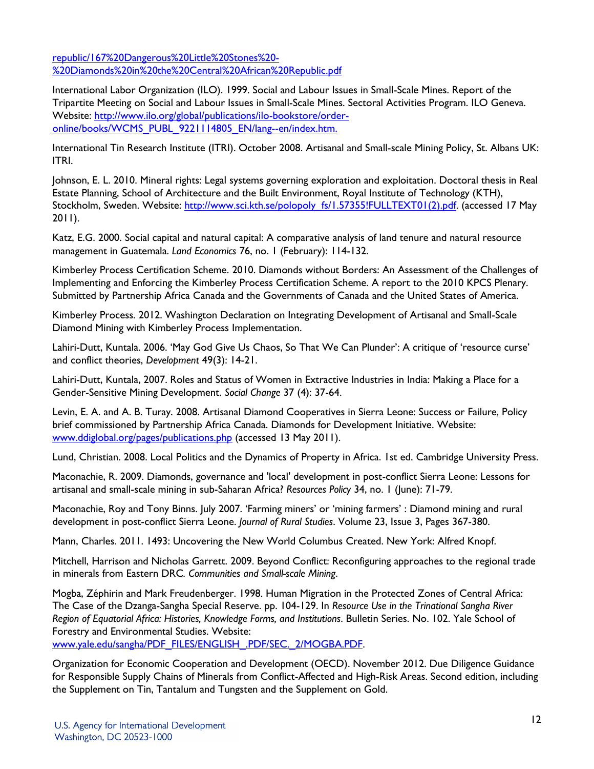republic/167%20Dangerous%20Little%20Stones%20-%20Diamonds%20in%20the%20Central%20African%20Republic.pdf

International Labor Organization (ILO). 1999. Social and Labour Issues in Small-Scale Mines. Report of the Tripartite Meeting on Social and Labour Issues in Small-Scale Mines. Sectoral Activities Program. ILO Geneva. Website: http://www.ilo.org/global/publications/ilo-bookstore/order-online/books/WCMS_PUBL_9221114805_EN/lang--en/index.htm.

International Tin Research Institute (ITRI). October 2008. Artisanal and Small-scale Mining Policy, St. Albans UK: ITRI.

Johnson, E. L. 2010. Mineral rights: Legal systems governing exploration and exploitation. Doctoral thesis in Real Estate Planning, School of Architecture and the Built Environment, Royal Institute of Technology (KTH), Stockholm, Sweden. Website: http://www.sci.kth.se/polopoly_fs/1.57355!FULLTEXT01(2).pdf. (accessed 17 May 2011).

Katz, E.G. 2000. Social capital and natural capital: A comparative analysis of land tenure and natural resource management in Guatemala. *Land Economics* 76, no. 1 (February): 114-132.

Kimberley Process Certification Scheme. 2010. Diamonds without Borders: An Assessment of the Challenges of Implementing and Enforcing the Kimberley Process Certification Scheme. A report to the 2010 KPCS Plenary. Submitted by Partnership Africa Canada and the Governments of Canada and the United States of America.

Kimberley Process. 2012. Washington Declaration on Integrating Development of Artisanal and Small-Scale Diamond Mining with Kimberley Process Implementation.

Lahiri-Dutt, Kuntala. 2006. 'May God Give Us Chaos, So That We Can Plunder': A critique of 'resource curse' and conflict theories, *Development* 49(3): 14-21.

Lahiri-Dutt, Kuntala, 2007. Roles and Status of Women in Extractive Industries in India: Making a Place for a Gender-Sensitive Mining Development. *Social Change* 37 (4): 37-64.

Levin, E. A. and A. B. Turay. 2008. Artisanal Diamond Cooperatives in Sierra Leone: Success or Failure, Policy brief commissioned by Partnership Africa Canada. Diamonds for Development Initiative. Website: www.ddiglobal.org/pages/publications.php (accessed 13 May 2011).

Lund, Christian. 2008. Local Politics and the Dynamics of Property in Africa. 1st ed. Cambridge University Press.

Maconachie, R. 2009. Diamonds, governance and 'local' development in post-conflict Sierra Leone: Lessons for artisanal and small-scale mining in sub-Saharan Africa? *Resources Policy* 34, no. 1 (June): 71-79.

Maconachie, Roy and Tony Binns. July 2007. 'Farming miners' or 'mining farmers' : Diamond mining and rural development in post-conflict Sierra Leone. *Journal of Rural Studies*. Volume 23, Issue 3, Pages 367-380.

Mann, Charles. 2011. 1493: Uncovering the New World Columbus Created. New York: Alfred Knopf.

Mitchell, Harrison and Nicholas Garrett. 2009. Beyond Conflict: Reconfiguring approaches to the regional trade in minerals from Eastern DRC. *Communities and Small-scale Mining*.

Mogba, Zéphirin and Mark Freudenberger. 1998. Human Migration in the Protected Zones of Central Africa: The Case of the Dzanga-Sangha Special Reserve. pp. 104-129. In *Resource Use in the Trinational Sangha River Region of Equatorial Africa: Histories, Knowledge Forms, and Institutions*. Bulletin Series. No. 102. Yale School of Forestry and Environmental Studies. Website: www.yale.edu/sangha/PDF_FILES/ENGLISH_.PDF/SEC._2/MOGBA.PDF.

Organization for Economic Cooperation and Development (OECD). November 2012. Due Diligence Guidance for Responsible Supply Chains of Minerals from Conflict-Affected and High-Risk Areas. Second edition, including the Supplement on Tin, Tantalum and Tungsten and the Supplement on Gold.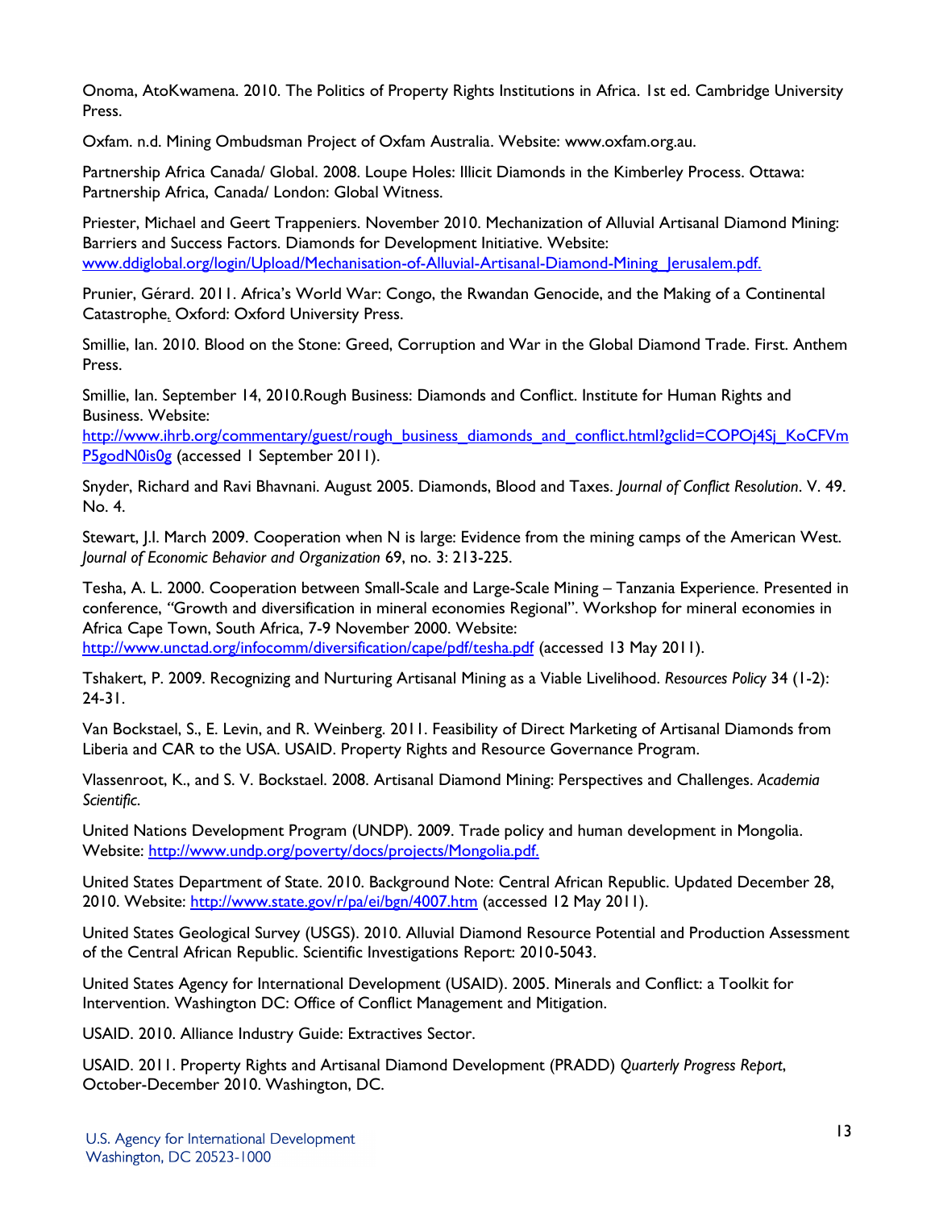Onoma, AtoKwamena. 2010. The Politics of Property Rights Institutions in Africa. 1st ed. Cambridge University Press.

Oxfam. n.d. Mining Ombudsman Project of Oxfam Australia. Website: www.oxfam.org.au.

Partnership Africa Canada/ Global. 2008. Loupe Holes: Illicit Diamonds in the Kimberley Process. Ottawa: Partnership Africa, Canada/ London: Global Witness.

Priester, Michael and Geert Trappeniers. November 2010. Mechanization of Alluvial Artisanal Diamond Mining: Barriers and Success Factors. Diamonds for Development Initiative. Website: www.ddiglobal.org/login/Upload/Mechanisation-of-Alluvial-Artisanal-Diamond-Mining_Jerusalem.pdf.

Prunier, Gérard. 2011. Africa's World War: Congo, the Rwandan Genocide, and the Making of a Continental Catastrophe. Oxford: Oxford University Press.

Smillie, Ian. 2010. Blood on the Stone: Greed, Corruption and War in the Global Diamond Trade. First. Anthem Press.

Smillie, Ian. September 14, 2010.Rough Business: Diamonds and Conflict. Institute for Human Rights and Business. Website: http://www.ihrb.org/commentary/guest/rough_business_diamonds_and_conflict.html?gclid=COPOj4Sj_KoCFVmP5godN0is0g (accessed 1 September 2011).

Snyder, Richard and Ravi Bhavnani. August 2005. Diamonds, Blood and Taxes. *Journal of Conflict Resolution*. V. 49. No. 4.

Stewart, J.I. March 2009. Cooperation when N is large: Evidence from the mining camps of the American West. *Journal of Economic Behavior and Organization* 69, no. 3: 213-225.

Tesha, A. L. 2000. Cooperation between Small-Scale and Large-Scale Mining – Tanzania Experience. Presented in conference, "Growth and diversification in mineral economies Regional". Workshop for mineral economies in Africa Cape Town, South Africa, 7-9 November 2000. Website: http://www.unctad.org/infocomm/diversification/cape/pdf/tesha.pdf (accessed 13 May 2011).

Tshakert, P. 2009. Recognizing and Nurturing Artisanal Mining as a Viable Livelihood. *Resources Policy* 34 (1-2): 24-31.

Van Bockstael, S., E. Levin, and R. Weinberg. 2011. Feasibility of Direct Marketing of Artisanal Diamonds from Liberia and CAR to the USA. USAID. Property Rights and Resource Governance Program.

Vlassenroot, K., and S. V. Bockstael. 2008. Artisanal Diamond Mining: Perspectives and Challenges. *Academia Scientific*.

United Nations Development Program (UNDP). 2009. Trade policy and human development in Mongolia. Website: http://www.undp.org/poverty/docs/projects/Mongolia.pdf.

United States Department of State. 2010. Background Note: Central African Republic. Updated December 28, 2010. Website: http://www.state.gov/r/pa/ei/bgn/4007.htm (accessed 12 May 2011).

United States Geological Survey (USGS). 2010. Alluvial Diamond Resource Potential and Production Assessment of the Central African Republic. Scientific Investigations Report: 2010-5043.

United States Agency for International Development (USAID). 2005. Minerals and Conflict: a Toolkit for Intervention. Washington DC: Office of Conflict Management and Mitigation.

USAID. 2010. Alliance Industry Guide: Extractives Sector.

USAID. 2011. Property Rights and Artisanal Diamond Development (PRADD) *Quarterly Progress Report*, October-December 2010. Washington, DC.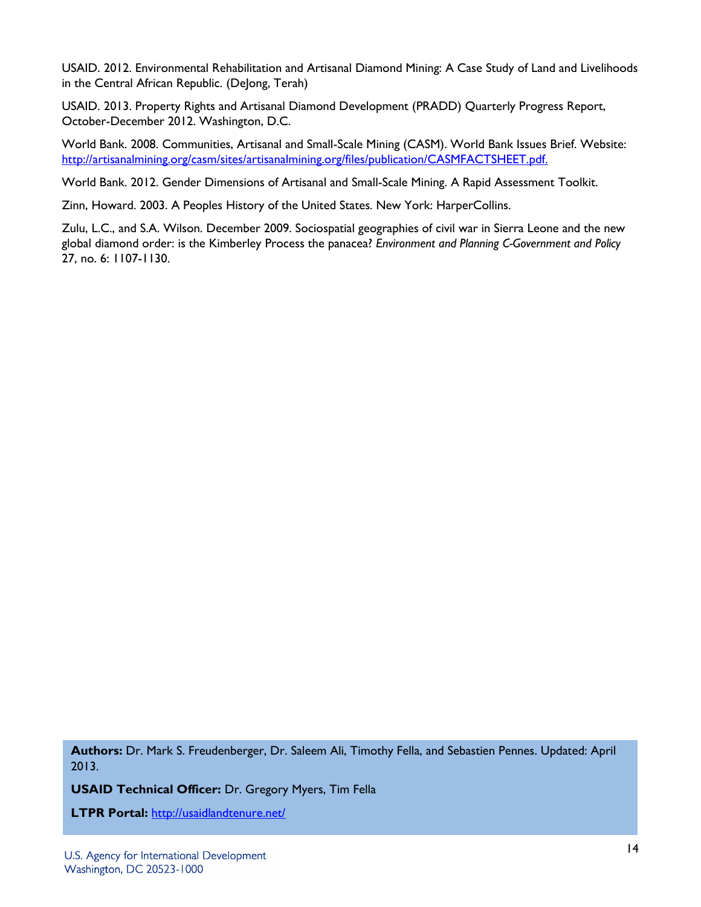USAID. 2012. Environmental Rehabilitation and Artisanal Diamond Mining: A Case Study of Land and Livelihoods in the Central African Republic. (DeJong, Terah)

USAID. 2013. Property Rights and Artisanal Diamond Development (PRADD) Quarterly Progress Report, October-December 2012. Washington, D.C.

World Bank. 2008. Communities, Artisanal and Small-Scale Mining (CASM). World Bank Issues Brief. Website: http://artisanalmining.org/casm/sites/artisanalmining.org/files/publication/CASMFACTSHEET.pdf.

World Bank. 2012. Gender Dimensions of Artisanal and Small-Scale Mining. A Rapid Assessment Toolkit.

Zinn, Howard. 2003. A Peoples History of the United States. New York: HarperCollins.

Zulu, L.C., and S.A. Wilson. December 2009. Sociospatial geographies of civil war in Sierra Leone and the new global diamond order: is the Kimberley Process the panacea? *Environment and Planning C-Government and Policy* 27, no. 6: 1107-1130.

**Authors:** Dr. Mark S. Freudenberger, Dr. Saleem Ali, Timothy Fella, and Sebastien Pennes. Updated: April 2013.

**USAID Technical Officer:** Dr. Gregory Myers, Tim Fella

**LTPR Portal:** http://usaidlandtenure.net/

U.S. Agency for International Development
Washington, DC 20523-1000